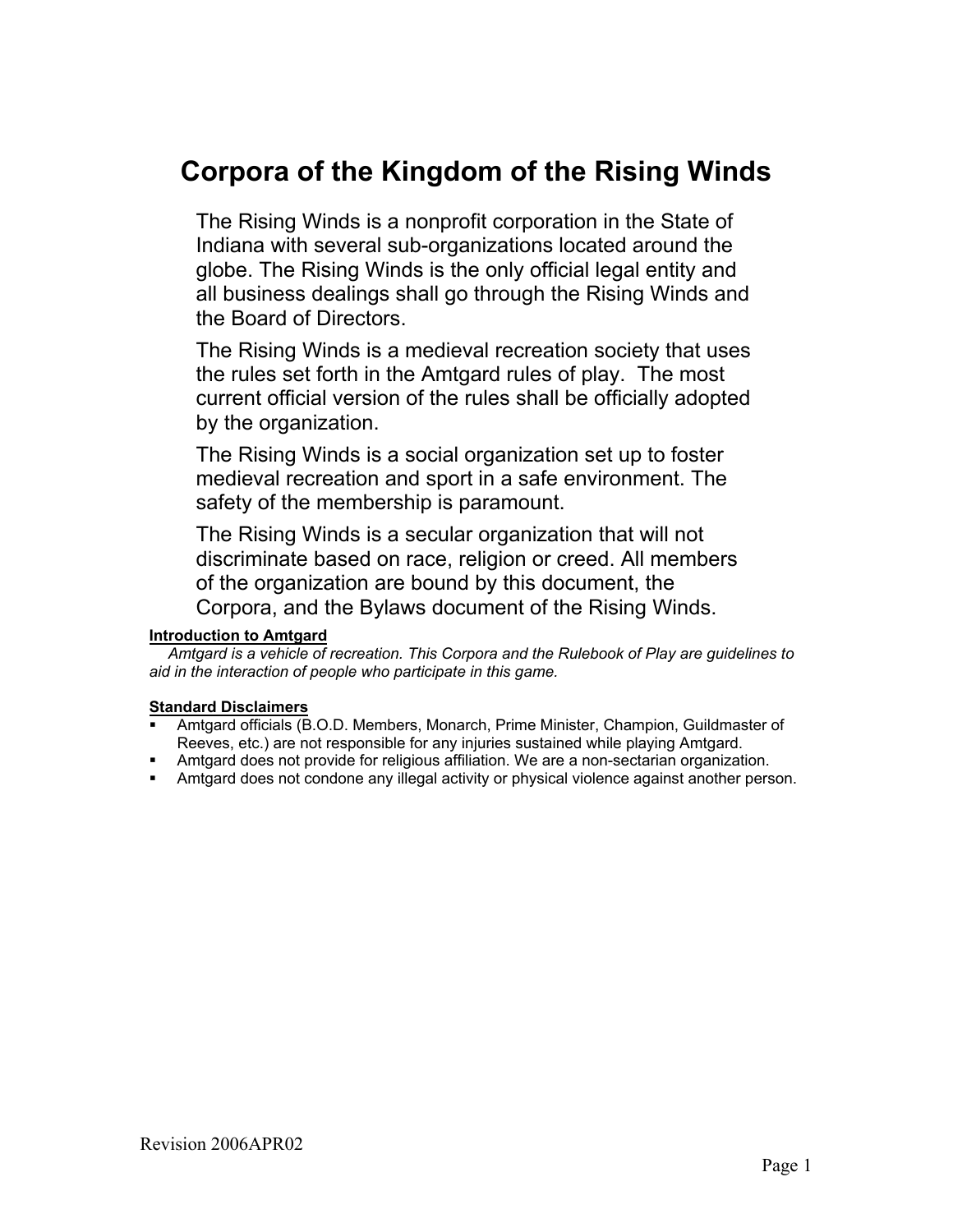# Corpora of the Kingdom of the Rising Winds

The Rising Winds is a nonprofit corporation in the State of Indiana with several sub-organizations located around the globe. The Rising Winds is the only official legal entity and all business dealings shall go through the Rising Winds and the Board of Directors.

The Rising Winds is a medieval recreation society that uses the rules set forth in the Amtgard rules of play. The most current official version of the rules shall be officially adopted by the organization.

The Rising Winds is a social organization set up to foster medieval recreation and sport in a safe environment. The safety of the membership is paramount.

The Rising Winds is a secular organization that will not discriminate based on race, religion or creed. All members of the organization are bound by this document, the Corpora, and the Bylaws document of the Rising Winds.

**Introduction to Amtgard**

*Amtgard is a vehicle of recreation. This Corpora and the Rulebook of Play are guidelines to aid in the interaction of people who participate in this game.*

**Standard Disclaimers**

- Amtgard officials (B.O.D. Members, Monarch, Prime Minister, Champion, Guildmaster of Reeves, etc.) are not responsible for any injuries sustained while playing Amtgard.
- Amtgard does not provide for religious affiliation. We are a non-sectarian organization.
- Amtgard does not condone any illegal activity or physical violence against another person.

Revision 2006APR02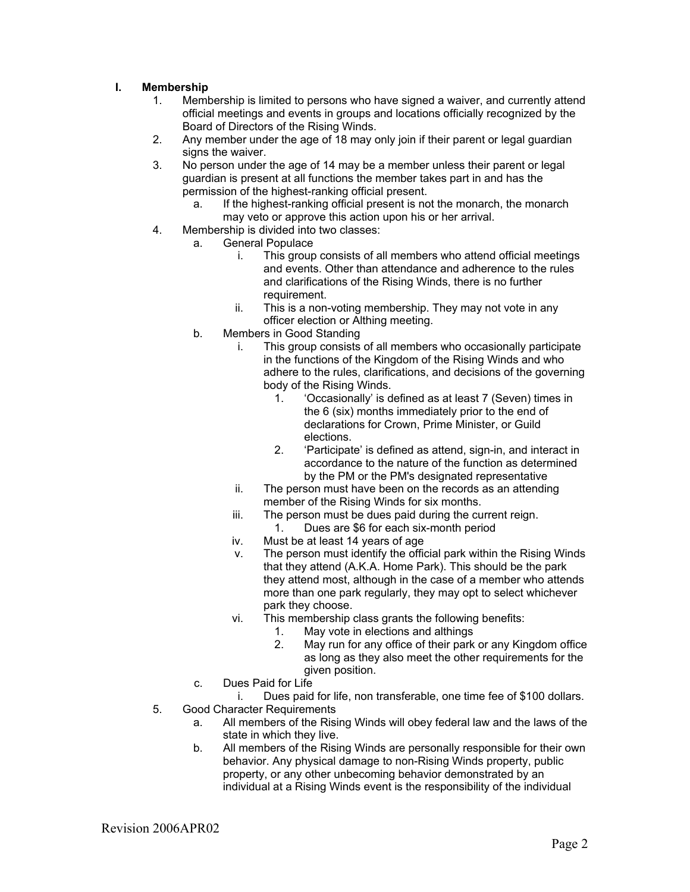## I. Membership

1. Membership is limited to persons who have signed a waiver, and currently attend official meetings and events in groups and locations officially recognized by the Board of Directors of the Rising Winds.
2. Any member under the age of 18 may only join if their parent or legal guardian signs the waiver.
3. No person under the age of 14 may be a member unless their parent or legal guardian is present at all functions the member takes part in and has the permission of the highest-ranking official present.
    a. If the highest-ranking official present is not the monarch, the monarch may veto or approve this action upon his or her arrival.
4. Membership is divided into two classes:
    a. General Populace
        i. This group consists of all members who attend official meetings and events. Other than attendance and adherence to the rules and clarifications of the Rising Winds, there is no further requirement.
        ii. This is a non-voting membership. They may not vote in any officer election or Althing meeting.
    b. Members in Good Standing
        i. This group consists of all members who occasionally participate in the functions of the Kingdom of the Rising Winds and who adhere to the rules, clarifications, and decisions of the governing body of the Rising Winds.
            1. 'Occasionally' is defined as at least 7 (Seven) times in the 6 (six) months immediately prior to the end of declarations for Crown, Prime Minister, or Guild elections.
            2. 'Participate' is defined as attend, sign-in, and interact in accordance to the nature of the function as determined by the PM or the PM's designated representative
        ii. The person must have been on the records as an attending member of the Rising Winds for six months.
        iii. The person must be dues paid during the current reign.
            1. Dues are $6 for each six-month period
        iv. Must be at least 14 years of age
        v. The person must identify the official park within the Rising Winds that they attend (A.K.A. Home Park). This should be the park they attend most, although in the case of a member who attends more than one park regularly, they may opt to select whichever park they choose.
        vi. This membership class grants the following benefits:
            1. May vote in elections and althings
            2. May run for any office of their park or any Kingdom office as long as they also meet the other requirements for the given position.
    c. Dues Paid for Life
        i. Dues paid for life, non transferable, one time fee of $100 dollars.
5. Good Character Requirements
    a. All members of the Rising Winds will obey federal law and the laws of the state in which they live.
    b. All members of the Rising Winds are personally responsible for their own behavior. Any physical damage to non-Rising Winds property, public property, or any other unbecoming behavior demonstrated by an individual at a Rising Winds event is the responsibility of the individual

Revision 2006APR02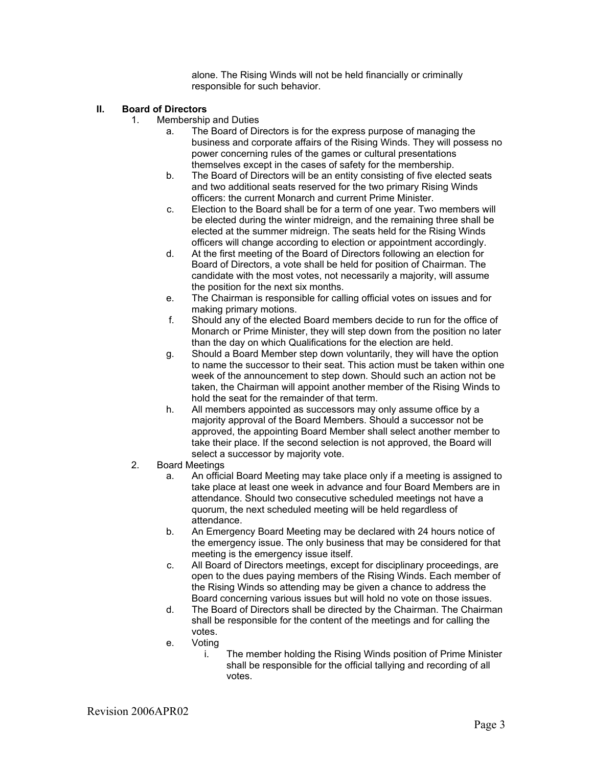alone. The Rising Winds will not be held financially or criminally responsible for such behavior.

## II. Board of Directors

1. Membership and Duties
   a. The Board of Directors is for the express purpose of managing the business and corporate affairs of the Rising Winds. They will possess no power concerning rules of the games or cultural presentations themselves except in the cases of safety for the membership.
   b. The Board of Directors will be an entity consisting of five elected seats and two additional seats reserved for the two primary Rising Winds officers: the current Monarch and current Prime Minister.
   c. Election to the Board shall be for a term of one year. Two members will be elected during the winter midreign, and the remaining three shall be elected at the summer midreign. The seats held for the Rising Winds officers will change according to election or appointment accordingly.
   d. At the first meeting of the Board of Directors following an election for Board of Directors, a vote shall be held for position of Chairman. The candidate with the most votes, not necessarily a majority, will assume the position for the next six months.
   e. The Chairman is responsible for calling official votes on issues and for making primary motions.
   f. Should any of the elected Board members decide to run for the office of Monarch or Prime Minister, they will step down from the position no later than the day on which Qualifications for the election are held.
   g. Should a Board Member step down voluntarily, they will have the option to name the successor to their seat. This action must be taken within one week of the announcement to step down. Should such an action not be taken, the Chairman will appoint another member of the Rising Winds to hold the seat for the remainder of that term.
   h. All members appointed as successors may only assume office by a majority approval of the Board Members. Should a successor not be approved, the appointing Board Member shall select another member to take their place. If the second selection is not approved, the Board will select a successor by majority vote.
2. Board Meetings
   a. An official Board Meeting may take place only if a meeting is assigned to take place at least one week in advance and four Board Members are in attendance. Should two consecutive scheduled meetings not have a quorum, the next scheduled meeting will be held regardless of attendance.
   b. An Emergency Board Meeting may be declared with 24 hours notice of the emergency issue. The only business that may be considered for that meeting is the emergency issue itself.
   c. All Board of Directors meetings, except for disciplinary proceedings, are open to the dues paying members of the Rising Winds. Each member of the Rising Winds so attending may be given a chance to address the Board concerning various issues but will hold no vote on those issues.
   d. The Board of Directors shall be directed by the Chairman. The Chairman shall be responsible for the content of the meetings and for calling the votes.
   e. Voting
      i. The member holding the Rising Winds position of Prime Minister shall be responsible for the official tallying and recording of all votes.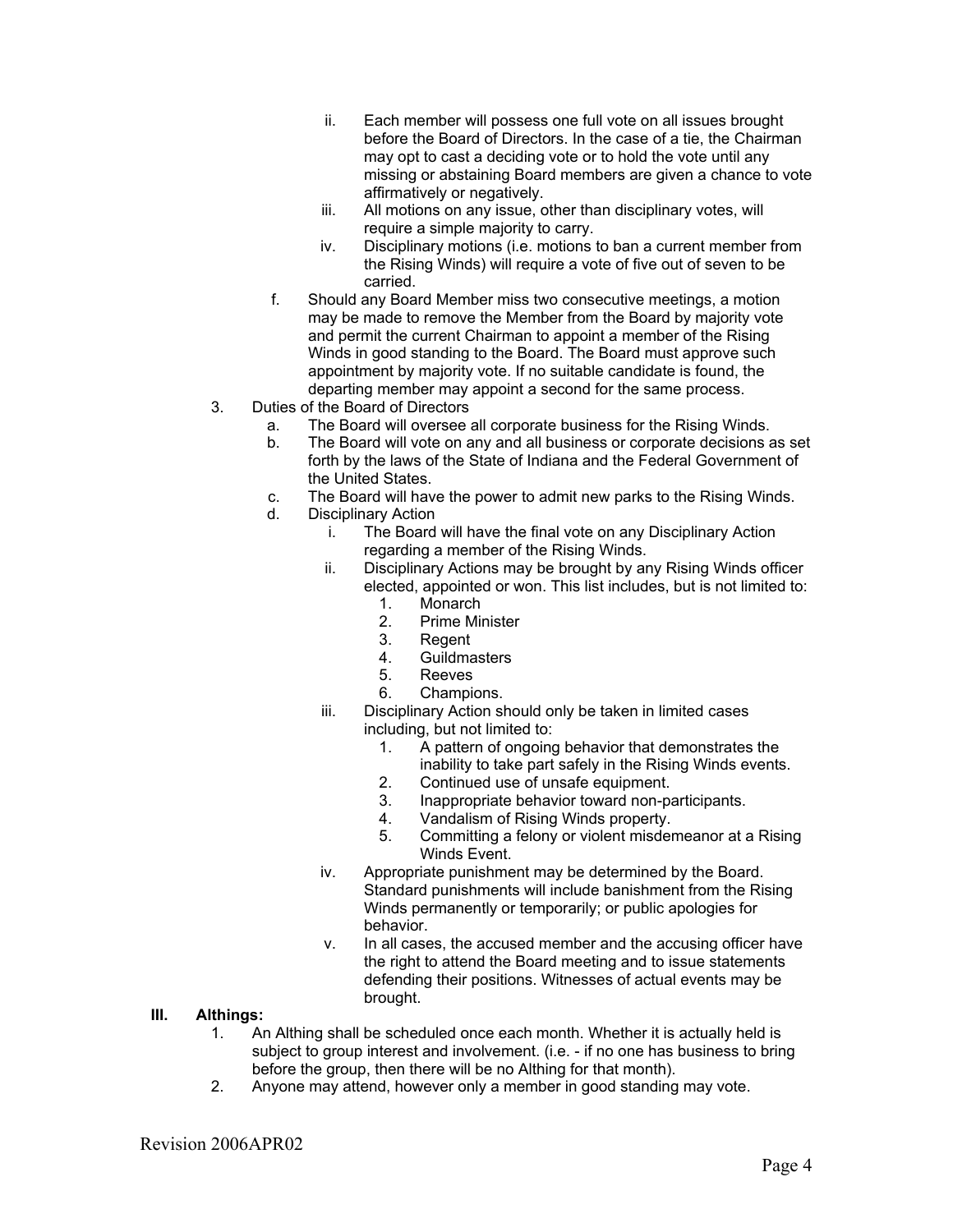- ii. Each member will possess one full vote on all issues brought before the Board of Directors. In the case of a tie, the Chairman may opt to cast a deciding vote or to hold the vote until any missing or abstaining Board members are given a chance to vote affirmatively or negatively.
   - iii. All motions on any issue, other than disciplinary votes, will require a simple majority to carry.
   - iv. Disciplinary motions (i.e. motions to ban a current member from the Rising Winds) will require a vote of five out of seven to be carried.

  f. Should any Board Member miss two consecutive meetings, a motion may be made to remove the Member from the Board by majority vote and permit the current Chairman to appoint a member of the Rising Winds in good standing to the Board. The Board must approve such appointment by majority vote. If no suitable candidate is found, the departing member may appoint a second for the same process.

3. Duties of the Board of Directors
   - a. The Board will oversee all corporate business for the Rising Winds.
   - b. The Board will vote on any and all business or corporate decisions as set forth by the laws of the State of Indiana and the Federal Government of the United States.
   - c. The Board will have the power to admit new parks to the Rising Winds.
   - d. Disciplinary Action
     - i. The Board will have the final vote on any Disciplinary Action regarding a member of the Rising Winds.
     - ii. Disciplinary Actions may be brought by any Rising Winds officer elected, appointed or won. This list includes, but is not limited to:
       1. Monarch
       2. Prime Minister
       3. Regent
       4. Guildmasters
       5. Reeves
       6. Champions.
     - iii. Disciplinary Action should only be taken in limited cases including, but not limited to:
       1. A pattern of ongoing behavior that demonstrates the inability to take part safely in the Rising Winds events.
       2. Continued use of unsafe equipment.
       3. Inappropriate behavior toward non-participants.
       4. Vandalism of Rising Winds property.
       5. Committing a felony or violent misdemeanor at a Rising Winds Event.
     - iv. Appropriate punishment may be determined by the Board. Standard punishments will include banishment from the Rising Winds permanently or temporarily; or public apologies for behavior.
     - v. In all cases, the accused member and the accusing officer have the right to attend the Board meeting and to issue statements defending their positions. Witnesses of actual events may be brought.

## III. Althings:

1. An Althing shall be scheduled once each month. Whether it is actually held is subject to group interest and involvement. (i.e. - if no one has business to bring before the group, then there will be no Althing for that month).
2. Anyone may attend, however only a member in good standing may vote.

Revision 2006APR02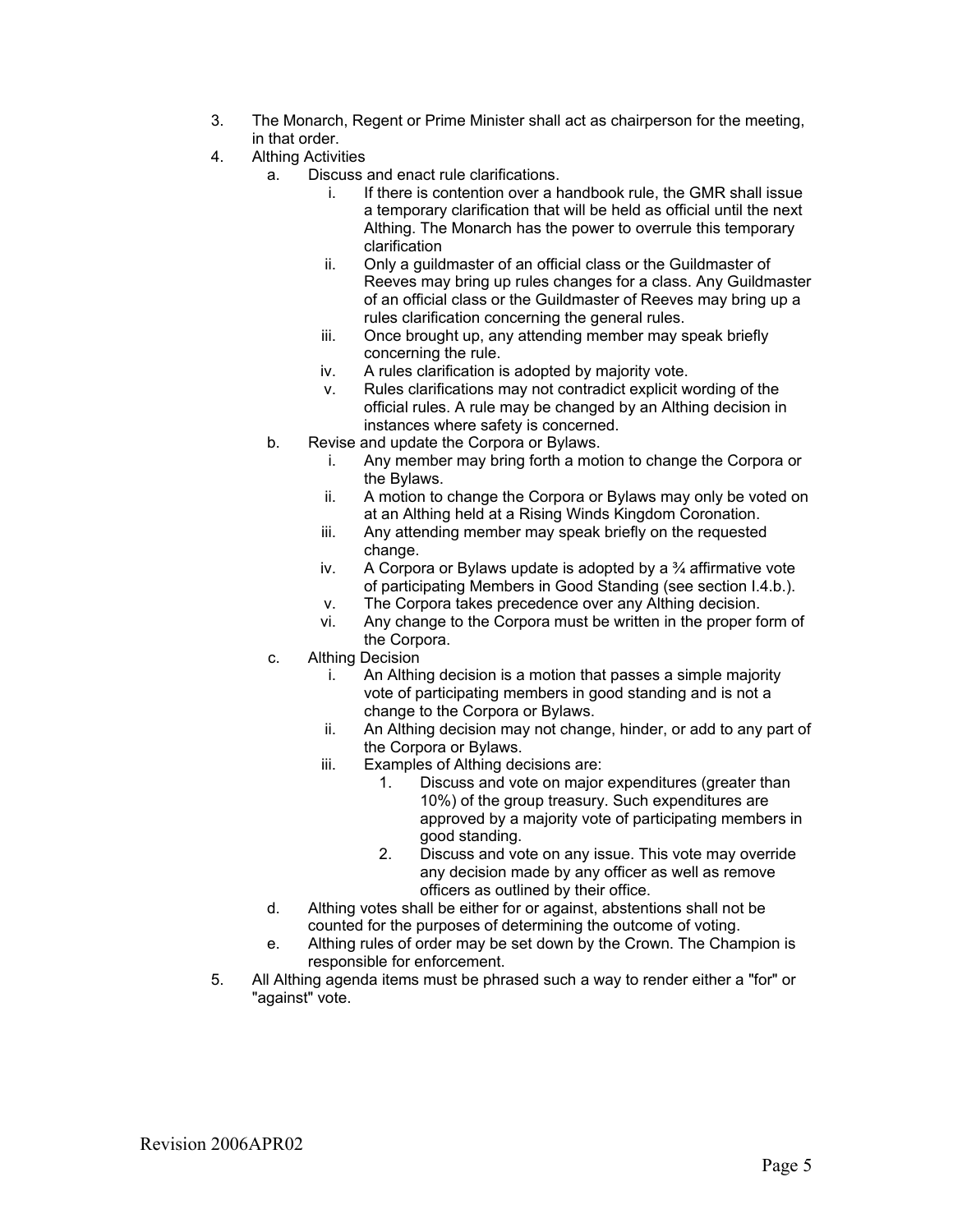3. The Monarch, Regent or Prime Minister shall act as chairperson for the meeting, in that order.
4. Althing Activities
    a. Discuss and enact rule clarifications.
        i. If there is contention over a handbook rule, the GMR shall issue a temporary clarification that will be held as official until the next Althing. The Monarch has the power to overrule this temporary clarification
        ii. Only a guildmaster of an official class or the Guildmaster of Reeves may bring up rules changes for a class. Any Guildmaster of an official class or the Guildmaster of Reeves may bring up a rules clarification concerning the general rules.
        iii. Once brought up, any attending member may speak briefly concerning the rule.
        iv. A rules clarification is adopted by majority vote.
        v. Rules clarifications may not contradict explicit wording of the official rules. A rule may be changed by an Althing decision in instances where safety is concerned.
    b. Revise and update the Corpora or Bylaws.
        i. Any member may bring forth a motion to change the Corpora or the Bylaws.
        ii. A motion to change the Corpora or Bylaws may only be voted on at an Althing held at a Rising Winds Kingdom Coronation.
        iii. Any attending member may speak briefly on the requested change.
        iv. A Corpora or Bylaws update is adopted by a ¾ affirmative vote of participating Members in Good Standing (see section I.4.b.).
        v. The Corpora takes precedence over any Althing decision.
        vi. Any change to the Corpora must be written in the proper form of the Corpora.
    c. Althing Decision
        i. An Althing decision is a motion that passes a simple majority vote of participating members in good standing and is not a change to the Corpora or Bylaws.
        ii. An Althing decision may not change, hinder, or add to any part of the Corpora or Bylaws.
        iii. Examples of Althing decisions are:
            1. Discuss and vote on major expenditures (greater than 10%) of the group treasury. Such expenditures are approved by a majority vote of participating members in good standing.
            2. Discuss and vote on any issue. This vote may override any decision made by any officer as well as remove officers as outlined by their office.
    d. Althing votes shall be either for or against, abstentions shall not be counted for the purposes of determining the outcome of voting.
    e. Althing rules of order may be set down by the Crown. The Champion is responsible for enforcement.
5. All Althing agenda items must be phrased such a way to render either a "for" or "against" vote.

Revision 2006APR02